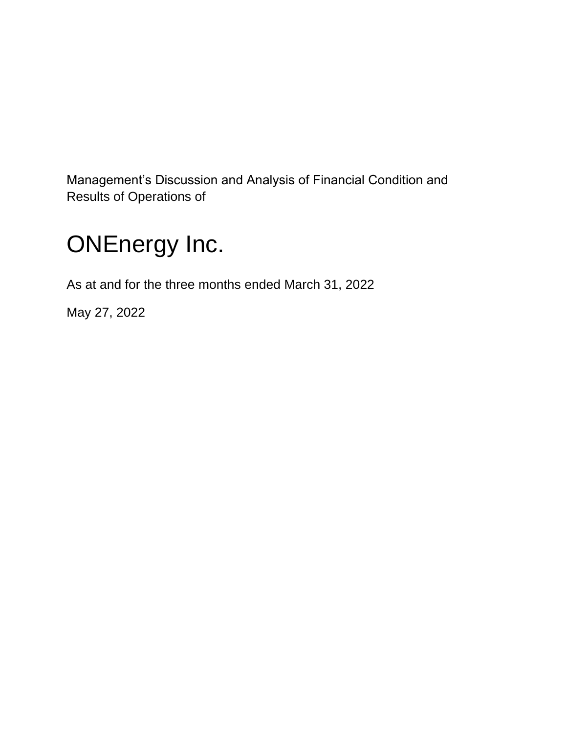Management's Discussion and Analysis of Financial Condition and Results of Operations of

# ONEnergy Inc.

As at and for the three months ended March 31, 2022

May 27, 2022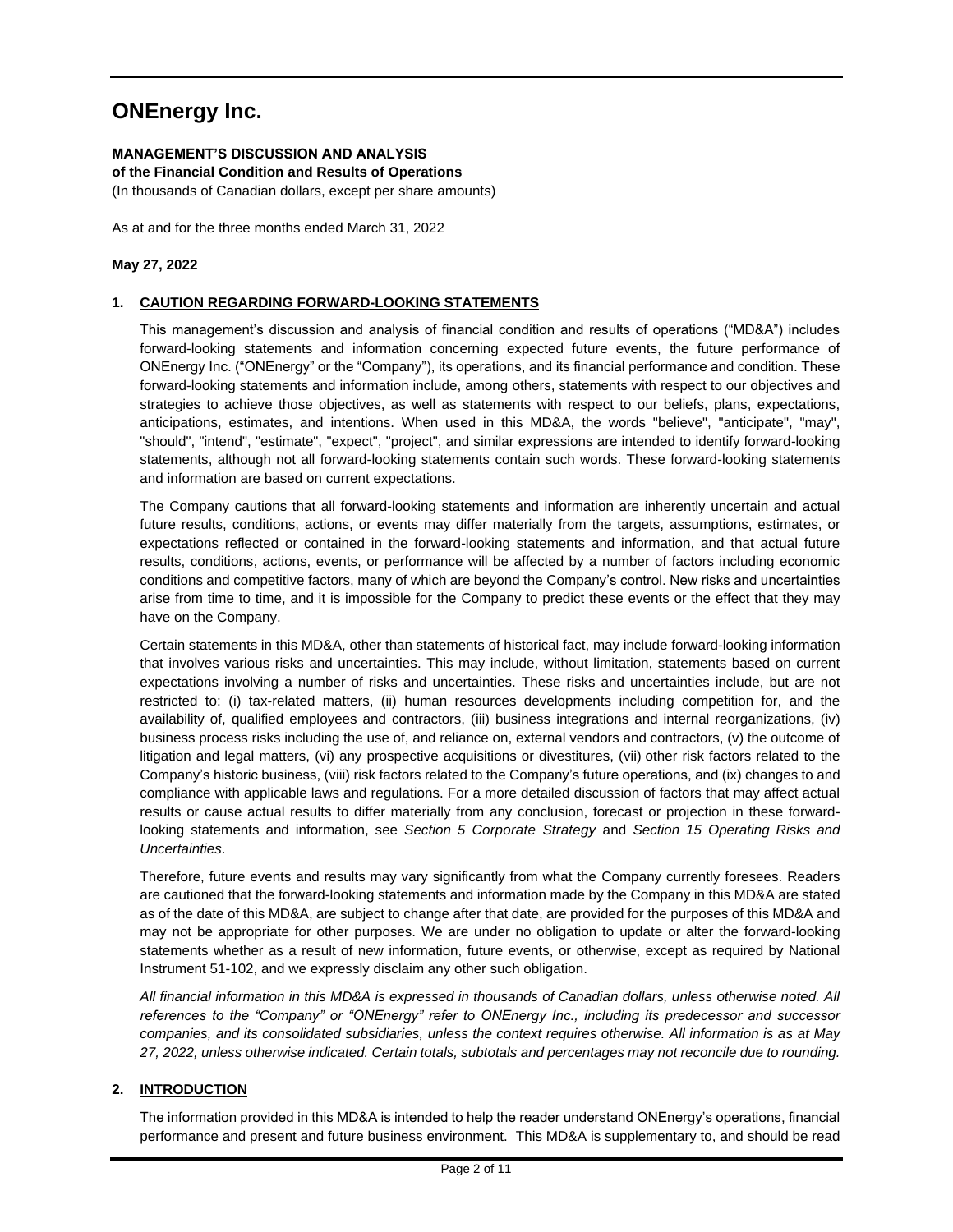# ONEnergy Inc.

**MANAGEMENT'S DISCUSSION AND ANALYSIS**
**of the Financial Condition and Results of Operations**
(In thousands of Canadian dollars, except per share amounts)

As at and for the three months ended March 31, 2022

**May 27, 2022**

## 1. CAUTION REGARDING FORWARD-LOOKING STATEMENTS

This management's discussion and analysis of financial condition and results of operations ("MD&A") includes forward-looking statements and information concerning expected future events, the future performance of ONEnergy Inc. ("ONEnergy" or the "Company"), its operations, and its financial performance and condition. These forward-looking statements and information include, among others, statements with respect to our objectives and strategies to achieve those objectives, as well as statements with respect to our beliefs, plans, expectations, anticipations, estimates, and intentions. When used in this MD&A, the words "believe", "anticipate", "may", "should", "intend", "estimate", "expect", "project", and similar expressions are intended to identify forward-looking statements, although not all forward-looking statements contain such words. These forward-looking statements and information are based on current expectations.

The Company cautions that all forward-looking statements and information are inherently uncertain and actual future results, conditions, actions, or events may differ materially from the targets, assumptions, estimates, or expectations reflected or contained in the forward-looking statements and information, and that actual future results, conditions, actions, events, or performance will be affected by a number of factors including economic conditions and competitive factors, many of which are beyond the Company's control. New risks and uncertainties arise from time to time, and it is impossible for the Company to predict these events or the effect that they may have on the Company.

Certain statements in this MD&A, other than statements of historical fact, may include forward-looking information that involves various risks and uncertainties. This may include, without limitation, statements based on current expectations involving a number of risks and uncertainties. These risks and uncertainties include, but are not restricted to: (i) tax-related matters, (ii) human resources developments including competition for, and the availability of, qualified employees and contractors, (iii) business integrations and internal reorganizations, (iv) business process risks including the use of, and reliance on, external vendors and contractors, (v) the outcome of litigation and legal matters, (vi) any prospective acquisitions or divestitures, (vii) other risk factors related to the Company's historic business, (viii) risk factors related to the Company's future operations, and (ix) changes to and compliance with applicable laws and regulations. For a more detailed discussion of factors that may affect actual results or cause actual results to differ materially from any conclusion, forecast or projection in these forward-looking statements and information, see *Section 5 Corporate Strategy* and *Section 15 Operating Risks and Uncertainties*.

Therefore, future events and results may vary significantly from what the Company currently foresees. Readers are cautioned that the forward-looking statements and information made by the Company in this MD&A are stated as of the date of this MD&A, are subject to change after that date, are provided for the purposes of this MD&A and may not be appropriate for other purposes. We are under no obligation to update or alter the forward-looking statements whether as a result of new information, future events, or otherwise, except as required by National Instrument 51-102, and we expressly disclaim any other such obligation.

*All financial information in this MD&A is expressed in thousands of Canadian dollars, unless otherwise noted. All references to the "Company" or "ONEnergy" refer to ONEnergy Inc., including its predecessor and successor companies, and its consolidated subsidiaries, unless the context requires otherwise. All information is as at May 27, 2022, unless otherwise indicated. Certain totals, subtotals and percentages may not reconcile due to rounding.*

## 2. INTRODUCTION

The information provided in this MD&A is intended to help the reader understand ONEnergy's operations, financial performance and present and future business environment. This MD&A is supplementary to, and should be read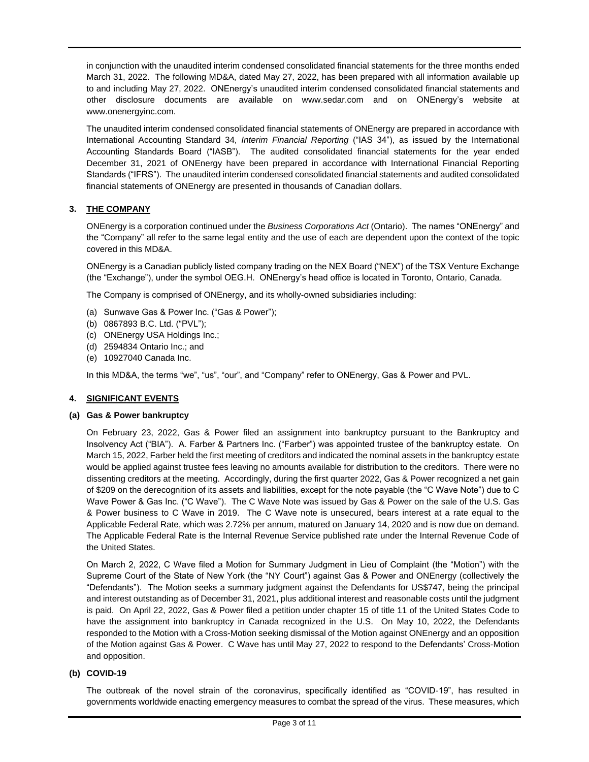in conjunction with the unaudited interim condensed consolidated financial statements for the three months ended March 31, 2022. The following MD&A, dated May 27, 2022, has been prepared with all information available up to and including May 27, 2022. ONEnergy's unaudited interim condensed consolidated financial statements and other disclosure documents are available on www.sedar.com and on ONEnergy's website at www.onenergyinc.com.

The unaudited interim condensed consolidated financial statements of ONEnergy are prepared in accordance with International Accounting Standard 34, *Interim Financial Reporting* ("IAS 34"), as issued by the International Accounting Standards Board ("IASB"). The audited consolidated financial statements for the year ended December 31, 2021 of ONEnergy have been prepared in accordance with International Financial Reporting Standards ("IFRS"). The unaudited interim condensed consolidated financial statements and audited consolidated financial statements of ONEnergy are presented in thousands of Canadian dollars.

## 3. THE COMPANY

ONEnergy is a corporation continued under the *Business Corporations Act* (Ontario). The names "ONEnergy" and the "Company" all refer to the same legal entity and the use of each are dependent upon the context of the topic covered in this MD&A.

ONEnergy is a Canadian publicly listed company trading on the NEX Board ("NEX") of the TSX Venture Exchange (the "Exchange"), under the symbol OEG.H. ONEnergy's head office is located in Toronto, Ontario, Canada.

The Company is comprised of ONEnergy, and its wholly-owned subsidiaries including:

(a) Sunwave Gas & Power Inc. ("Gas & Power");
(b) 0867893 B.C. Ltd. ("PVL");
(c) ONEnergy USA Holdings Inc.;
(d) 2594834 Ontario Inc.; and
(e) 10927040 Canada Inc.

In this MD&A, the terms "we", "us", "our", and "Company" refer to ONEnergy, Gas & Power and PVL.

## 4. SIGNIFICANT EVENTS

### (a) Gas & Power bankruptcy

On February 23, 2022, Gas & Power filed an assignment into bankruptcy pursuant to the Bankruptcy and Insolvency Act ("BIA"). A. Farber & Partners Inc. ("Farber") was appointed trustee of the bankruptcy estate. On March 15, 2022, Farber held the first meeting of creditors and indicated the nominal assets in the bankruptcy estate would be applied against trustee fees leaving no amounts available for distribution to the creditors. There were no dissenting creditors at the meeting. Accordingly, during the first quarter 2022, Gas & Power recognized a net gain of $209 on the derecognition of its assets and liabilities, except for the note payable (the "C Wave Note") due to C Wave Power & Gas Inc. ("C Wave"). The C Wave Note was issued by Gas & Power on the sale of the U.S. Gas & Power business to C Wave in 2019. The C Wave note is unsecured, bears interest at a rate equal to the Applicable Federal Rate, which was 2.72% per annum, matured on January 14, 2020 and is now due on demand. The Applicable Federal Rate is the Internal Revenue Service published rate under the Internal Revenue Code of the United States.

On March 2, 2022, C Wave filed a Motion for Summary Judgment in Lieu of Complaint (the "Motion") with the Supreme Court of the State of New York (the "NY Court") against Gas & Power and ONEnergy (collectively the "Defendants"). The Motion seeks a summary judgment against the Defendants for US$747, being the principal and interest outstanding as of December 31, 2021, plus additional interest and reasonable costs until the judgment is paid. On April 22, 2022, Gas & Power filed a petition under chapter 15 of title 11 of the United States Code to have the assignment into bankruptcy in Canada recognized in the U.S. On May 10, 2022, the Defendants responded to the Motion with a Cross-Motion seeking dismissal of the Motion against ONEnergy and an opposition of the Motion against Gas & Power. C Wave has until May 27, 2022 to respond to the Defendants' Cross-Motion and opposition.

### (b) COVID-19

The outbreak of the novel strain of the coronavirus, specifically identified as "COVID-19", has resulted in governments worldwide enacting emergency measures to combat the spread of the virus. These measures, which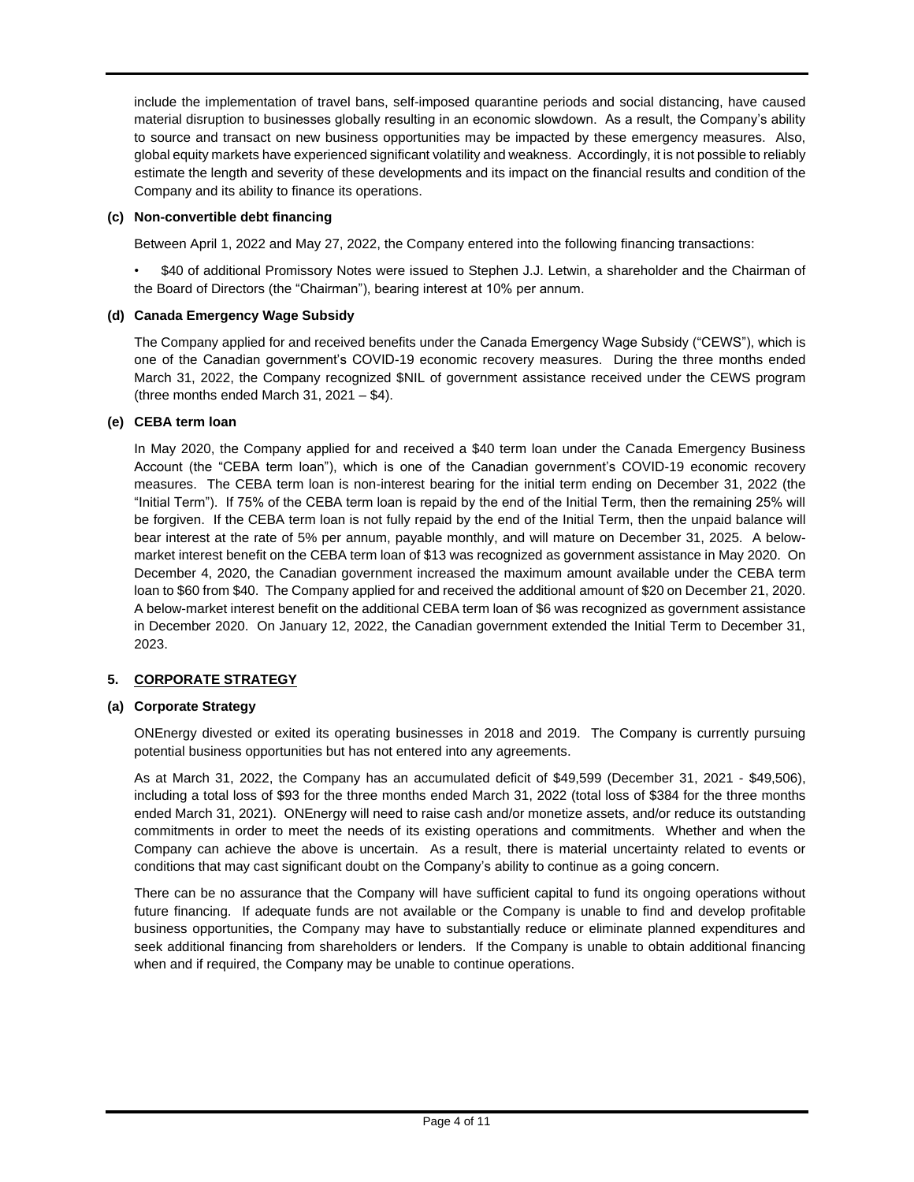include the implementation of travel bans, self-imposed quarantine periods and social distancing, have caused material disruption to businesses globally resulting in an economic slowdown. As a result, the Company's ability to source and transact on new business opportunities may be impacted by these emergency measures. Also, global equity markets have experienced significant volatility and weakness. Accordingly, it is not possible to reliably estimate the length and severity of these developments and its impact on the financial results and condition of the Company and its ability to finance its operations.

**(c) Non-convertible debt financing**

Between April 1, 2022 and May 27, 2022, the Company entered into the following financing transactions:

- $40 of additional Promissory Notes were issued to Stephen J.J. Letwin, a shareholder and the Chairman of the Board of Directors (the "Chairman"), bearing interest at 10% per annum.

**(d) Canada Emergency Wage Subsidy**

The Company applied for and received benefits under the Canada Emergency Wage Subsidy ("CEWS"), which is one of the Canadian government's COVID-19 economic recovery measures. During the three months ended March 31, 2022, the Company recognized $NIL of government assistance received under the CEWS program (three months ended March 31, 2021 – $4).

**(e) CEBA term loan**

In May 2020, the Company applied for and received a $40 term loan under the Canada Emergency Business Account (the "CEBA term loan"), which is one of the Canadian government's COVID-19 economic recovery measures. The CEBA term loan is non-interest bearing for the initial term ending on December 31, 2022 (the "Initial Term"). If 75% of the CEBA term loan is repaid by the end of the Initial Term, then the remaining 25% will be forgiven. If the CEBA term loan is not fully repaid by the end of the Initial Term, then the unpaid balance will bear interest at the rate of 5% per annum, payable monthly, and will mature on December 31, 2025. A below-market interest benefit on the CEBA term loan of $13 was recognized as government assistance in May 2020. On December 4, 2020, the Canadian government increased the maximum amount available under the CEBA term loan to $60 from $40. The Company applied for and received the additional amount of $20 on December 21, 2020. A below-market interest benefit on the additional CEBA term loan of $6 was recognized as government assistance in December 2020. On January 12, 2022, the Canadian government extended the Initial Term to December 31, 2023.

## 5. CORPORATE STRATEGY

**(a) Corporate Strategy**

ONEnergy divested or exited its operating businesses in 2018 and 2019. The Company is currently pursuing potential business opportunities but has not entered into any agreements.

As at March 31, 2022, the Company has an accumulated deficit of $49,599 (December 31, 2021 - $49,506), including a total loss of $93 for the three months ended March 31, 2022 (total loss of $384 for the three months ended March 31, 2021). ONEnergy will need to raise cash and/or monetize assets, and/or reduce its outstanding commitments in order to meet the needs of its existing operations and commitments. Whether and when the Company can achieve the above is uncertain. As a result, there is material uncertainty related to events or conditions that may cast significant doubt on the Company's ability to continue as a going concern.

There can be no assurance that the Company will have sufficient capital to fund its ongoing operations without future financing. If adequate funds are not available or the Company is unable to find and develop profitable business opportunities, the Company may have to substantially reduce or eliminate planned expenditures and seek additional financing from shareholders or lenders. If the Company is unable to obtain additional financing when and if required, the Company may be unable to continue operations.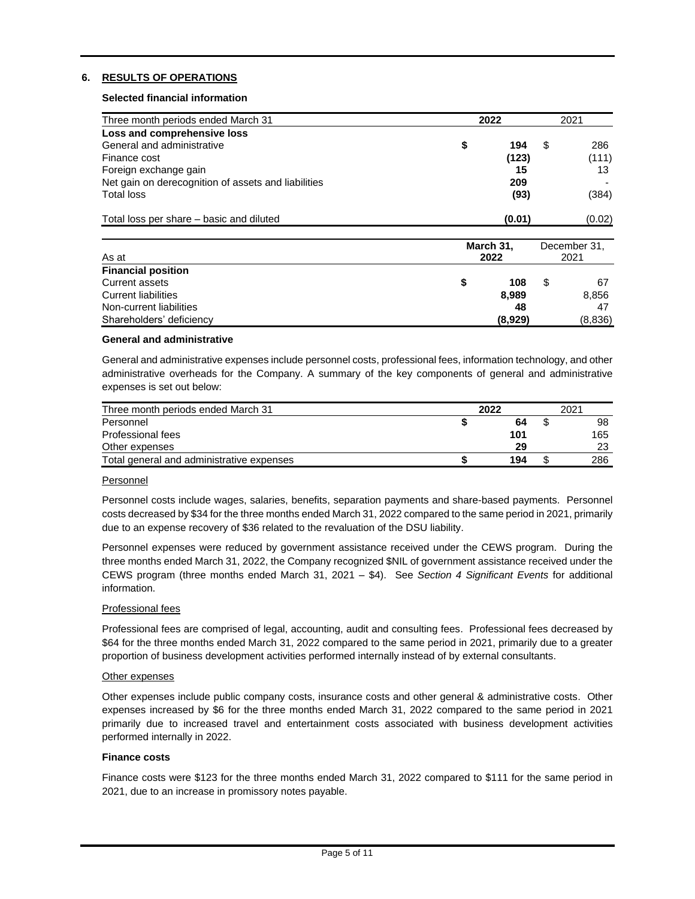## 6. RESULTS OF OPERATIONS

### Selected financial information

| Three month periods ended March 31 | **2022** | 2021 |
|---|---|---|
| **Loss and comprehensive loss** | | |
| General and administrative | **$ 194** | $ 286 |
| Finance cost | **(123)** | (111) |
| Foreign exchange gain | **15** | 13 |
| Net gain on derecognition of assets and liabilities | **209** | - |
| Total loss | **(93)** | (384) |
| Total loss per share – basic and diluted | **(0.01)** | (0.02) |

| As at | **March 31, 2022** | December 31, 2021 |
|---|---|---|
| **Financial position** | | |
| Current assets | **$ 108** | $ 67 |
| Current liabilities | **8,989** | 8,856 |
| Non-current liabilities | **48** | 47 |
| Shareholders' deficiency | **(8,929)** | (8,836) |

### General and administrative

General and administrative expenses include personnel costs, professional fees, information technology, and other administrative overheads for the Company. A summary of the key components of general and administrative expenses is set out below:

| Three month periods ended March 31 | **2022** | 2021 |
|---|---|---|
| Personnel | **$ 64** | $ 98 |
| Professional fees | **101** | 165 |
| Other expenses | **29** | 23 |
| Total general and administrative expenses | **$ 194** | $ 286 |

Personnel

Personnel costs include wages, salaries, benefits, separation payments and share-based payments. Personnel costs decreased by $34 for the three months ended March 31, 2022 compared to the same period in 2021, primarily due to an expense recovery of $36 related to the revaluation of the DSU liability.

Personnel expenses were reduced by government assistance received under the CEWS program. During the three months ended March 31, 2022, the Company recognized $NIL of government assistance received under the CEWS program (three months ended March 31, 2021 – $4). See *Section 4 Significant Events* for additional information.

Professional fees

Professional fees are comprised of legal, accounting, audit and consulting fees. Professional fees decreased by $64 for the three months ended March 31, 2022 compared to the same period in 2021, primarily due to a greater proportion of business development activities performed internally instead of by external consultants.

Other expenses

Other expenses include public company costs, insurance costs and other general & administrative costs. Other expenses increased by $6 for the three months ended March 31, 2022 compared to the same period in 2021 primarily due to increased travel and entertainment costs associated with business development activities performed internally in 2022.

### Finance costs

Finance costs were $123 for the three months ended March 31, 2022 compared to $111 for the same period in 2021, due to an increase in promissory notes payable.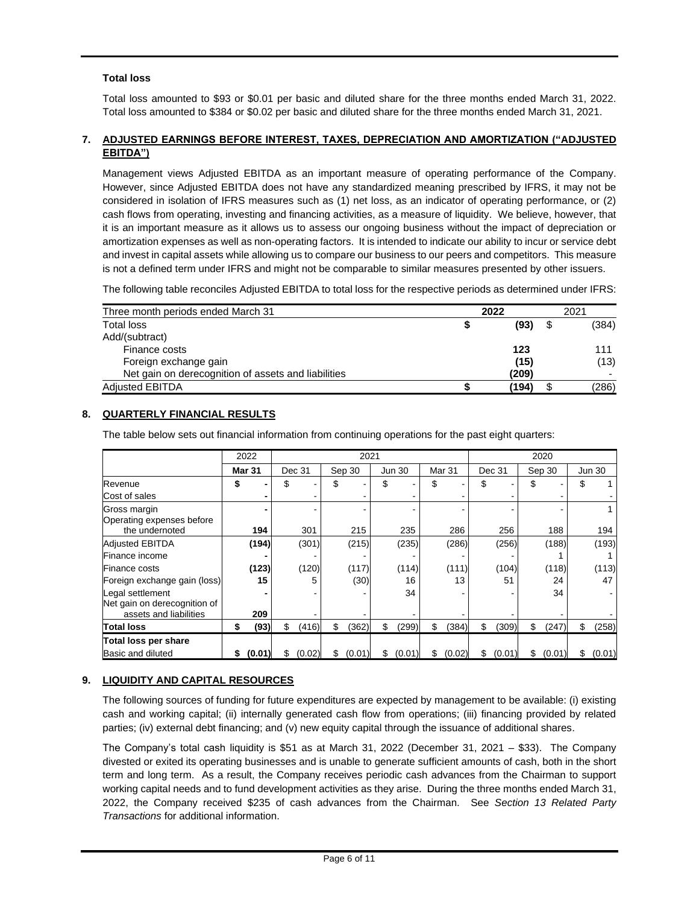**Total loss**

Total loss amounted to $93 or $0.01 per basic and diluted share for the three months ended March 31, 2022. Total loss amounted to $384 or $0.02 per basic and diluted share for the three months ended March 31, 2021.

## 7. ADJUSTED EARNINGS BEFORE INTEREST, TAXES, DEPRECIATION AND AMORTIZATION ("ADJUSTED EBITDA")

Management views Adjusted EBITDA as an important measure of operating performance of the Company. However, since Adjusted EBITDA does not have any standardized meaning prescribed by IFRS, it may not be considered in isolation of IFRS measures such as (1) net loss, as an indicator of operating performance, or (2) cash flows from operating, investing and financing activities, as a measure of liquidity. We believe, however, that it is an important measure as it allows us to assess our ongoing business without the impact of depreciation or amortization expenses as well as non-operating factors. It is intended to indicate our ability to incur or service debt and invest in capital assets while allowing us to compare our business to our peers and competitors. This measure is not a defined term under IFRS and might not be comparable to similar measures presented by other issuers.

The following table reconciles Adjusted EBITDA to total loss for the respective periods as determined under IFRS:

| Three month periods ended March 31 | **2022** | 2021 |
|---|---|---|
| Total loss | **$ (93)** | $ (384) |
| Add/(subtract) | | |
| Finance costs | **123** | 111 |
| Foreign exchange gain | **(15)** | (13) |
| Net gain on derecognition of assets and liabilities | **(209)** | - |
| Adjusted EBITDA | **$ (194)** | $ (286) |

## 8. QUARTERLY FINANCIAL RESULTS

The table below sets out financial information from continuing operations for the past eight quarters:

| | 2022 | 2021 | | | | 2020 | | |
|---|---|---|---|---|---|---|---|---|
| | **Mar 31** | Dec 31 | Sep 30 | Jun 30 | Mar 31 | Dec 31 | Sep 30 | Jun 30 |
| Revenue | **$ -** | $ - | $ - | $ - | $ - | $ - | $ - | $ 1 |
| Cost of sales | **-** | - | - | - | - | - | - | - |
| Gross margin | **-** | - | - | - | - | - | - | 1 |
| Operating expenses before the undernoted | **194** | 301 | 215 | 235 | 286 | 256 | 188 | 194 |
| Adjusted EBITDA | **(194)** | (301) | (215) | (235) | (286) | (256) | (188) | (193) |
| Finance income | **-** | - | - | - | - | - | 1 | 1 |
| Finance costs | **(123)** | (120) | (117) | (114) | (111) | (104) | (118) | (113) |
| Foreign exchange gain (loss) | **15** | 5 | (30) | 16 | 13 | 51 | 24 | 47 |
| Legal settlement | **-** | - | - | 34 | - | - | 34 | - |
| Net gain on derecognition of assets and liabilities | **209** | - | - | - | - | - | - | - |
| **Total loss** | **$ (93)** | $ (416) | $ (362) | $ (299) | $ (384) | $ (309) | $ (247) | $ (258) |
| **Total loss per share** | | | | | | | | |
| Basic and diluted | **$ (0.01)** | $ (0.02) | $ (0.01) | $ (0.01) | $ (0.02) | $ (0.01) | $ (0.01) | $ (0.01) |

## 9. LIQUIDITY AND CAPITAL RESOURCES

The following sources of funding for future expenditures are expected by management to be available: (i) existing cash and working capital; (ii) internally generated cash flow from operations; (iii) financing provided by related parties; (iv) external debt financing; and (v) new equity capital through the issuance of additional shares.

The Company's total cash liquidity is $51 as at March 31, 2022 (December 31, 2021 – $33). The Company divested or exited its operating businesses and is unable to generate sufficient amounts of cash, both in the short term and long term. As a result, the Company receives periodic cash advances from the Chairman to support working capital needs and to fund development activities as they arise. During the three months ended March 31, 2022, the Company received $235 of cash advances from the Chairman. See *Section 13 Related Party Transactions* for additional information.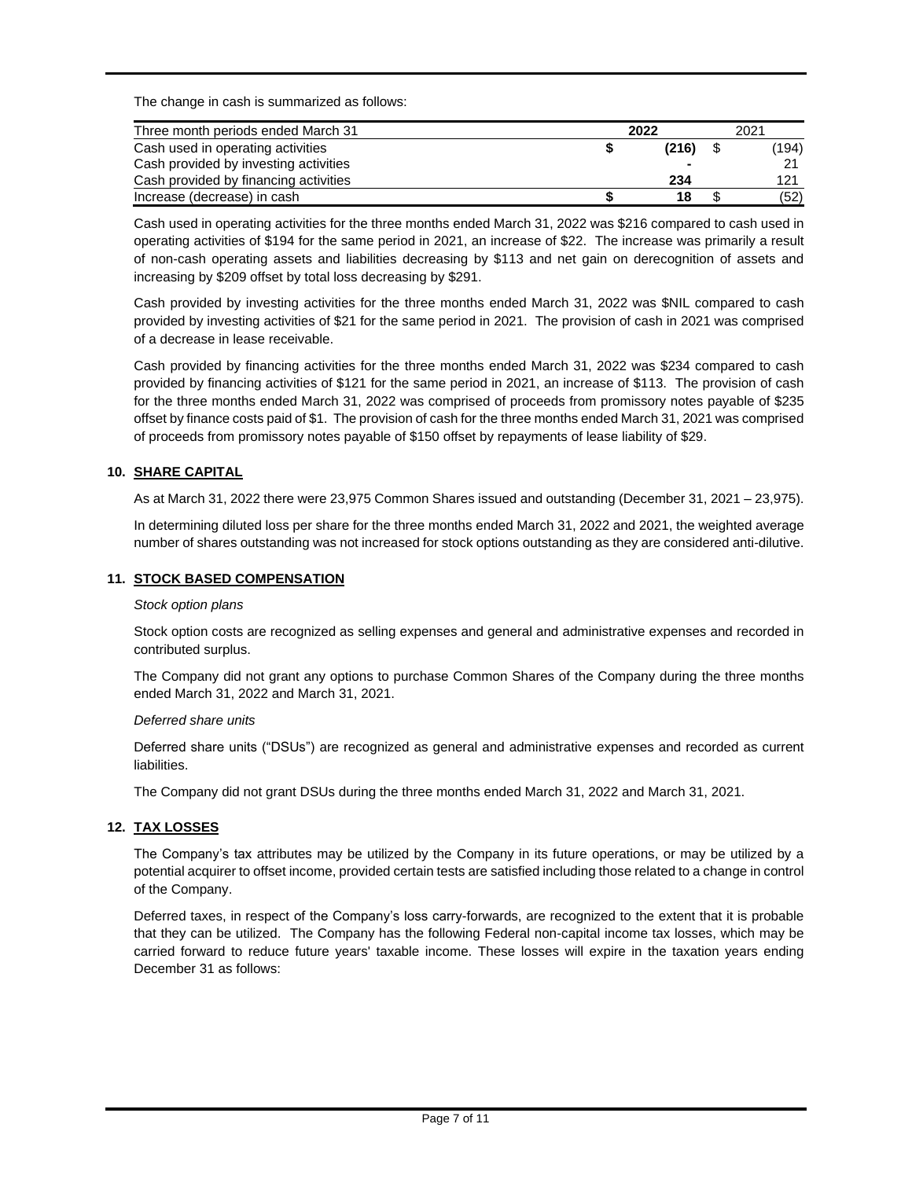The change in cash is summarized as follows:

| Three month periods ended March 31 | **2022** | 2021 |
|---|---|---|
| Cash used in operating activities | **$ (216)** | $ (194) |
| Cash provided by investing activities | **-** | 21 |
| Cash provided by financing activities | **234** | 121 |
| Increase (decrease) in cash | **$ 18** | $ (52) |

Cash used in operating activities for the three months ended March 31, 2022 was $216 compared to cash used in operating activities of $194 for the same period in 2021, an increase of $22. The increase was primarily a result of non-cash operating assets and liabilities decreasing by $113 and net gain on derecognition of assets and increasing by $209 offset by total loss decreasing by $291.

Cash provided by investing activities for the three months ended March 31, 2022 was $NIL compared to cash provided by investing activities of $21 for the same period in 2021. The provision of cash in 2021 was comprised of a decrease in lease receivable.

Cash provided by financing activities for the three months ended March 31, 2022 was $234 compared to cash provided by financing activities of $121 for the same period in 2021, an increase of $113. The provision of cash for the three months ended March 31, 2022 was comprised of proceeds from promissory notes payable of $235 offset by finance costs paid of $1. The provision of cash for the three months ended March 31, 2021 was comprised of proceeds from promissory notes payable of $150 offset by repayments of lease liability of $29.

## 10. SHARE CAPITAL

As at March 31, 2022 there were 23,975 Common Shares issued and outstanding (December 31, 2021 – 23,975).

In determining diluted loss per share for the three months ended March 31, 2022 and 2021, the weighted average number of shares outstanding was not increased for stock options outstanding as they are considered anti-dilutive.

## 11. STOCK BASED COMPENSATION

*Stock option plans*

Stock option costs are recognized as selling expenses and general and administrative expenses and recorded in contributed surplus.

The Company did not grant any options to purchase Common Shares of the Company during the three months ended March 31, 2022 and March 31, 2021.

*Deferred share units*

Deferred share units ("DSUs") are recognized as general and administrative expenses and recorded as current liabilities.

The Company did not grant DSUs during the three months ended March 31, 2022 and March 31, 2021.

## 12. TAX LOSSES

The Company's tax attributes may be utilized by the Company in its future operations, or may be utilized by a potential acquirer to offset income, provided certain tests are satisfied including those related to a change in control of the Company.

Deferred taxes, in respect of the Company's loss carry-forwards, are recognized to the extent that it is probable that they can be utilized. The Company has the following Federal non-capital income tax losses, which may be carried forward to reduce future years' taxable income. These losses will expire in the taxation years ending December 31 as follows: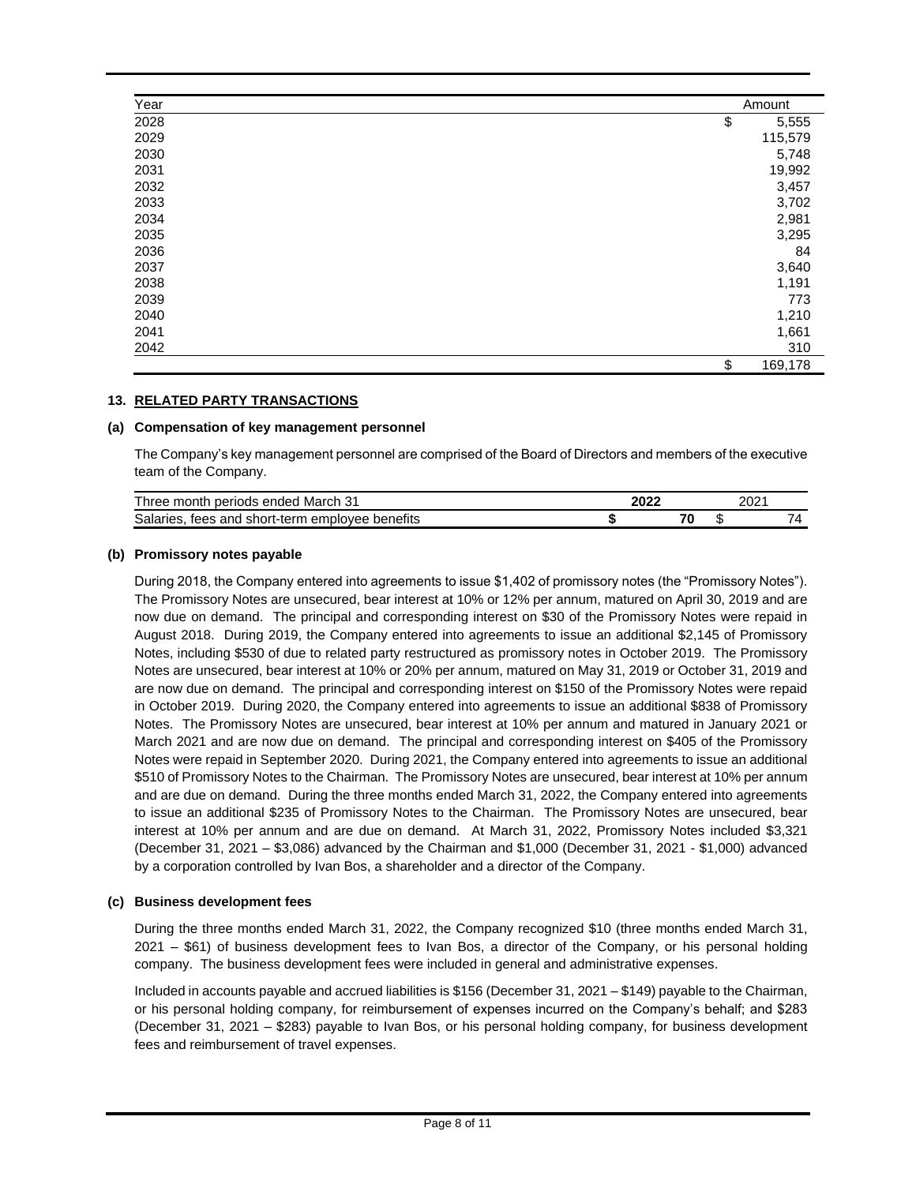| Year | Amount |
|---|---|
| 2028 | $ 5,555 |
| 2029 | 115,579 |
| 2030 | 5,748 |
| 2031 | 19,992 |
| 2032 | 3,457 |
| 2033 | 3,702 |
| 2034 | 2,981 |
| 2035 | 3,295 |
| 2036 | 84 |
| 2037 | 3,640 |
| 2038 | 1,191 |
| 2039 | 773 |
| 2040 | 1,210 |
| 2041 | 1,661 |
| 2042 | 310 |
| | $ 169,178 |

## 13. RELATED PARTY TRANSACTIONS

### (a) Compensation of key management personnel

The Company's key management personnel are comprised of the Board of Directors and members of the executive team of the Company.

| Three month periods ended March 31 | 2022 | 2021 |
|---|---|---|
| Salaries, fees and short-term employee benefits | **$ 70** | $ 74 |

### (b) Promissory notes payable

During 2018, the Company entered into agreements to issue $1,402 of promissory notes (the "Promissory Notes"). The Promissory Notes are unsecured, bear interest at 10% or 12% per annum, matured on April 30, 2019 and are now due on demand. The principal and corresponding interest on $30 of the Promissory Notes were repaid in August 2018. During 2019, the Company entered into agreements to issue an additional $2,145 of Promissory Notes, including $530 of due to related party restructured as promissory notes in October 2019. The Promissory Notes are unsecured, bear interest at 10% or 20% per annum, matured on May 31, 2019 or October 31, 2019 and are now due on demand. The principal and corresponding interest on $150 of the Promissory Notes were repaid in October 2019. During 2020, the Company entered into agreements to issue an additional $838 of Promissory Notes. The Promissory Notes are unsecured, bear interest at 10% per annum and matured in January 2021 or March 2021 and are now due on demand. The principal and corresponding interest on $405 of the Promissory Notes were repaid in September 2020. During 2021, the Company entered into agreements to issue an additional $510 of Promissory Notes to the Chairman. The Promissory Notes are unsecured, bear interest at 10% per annum and are due on demand. During the three months ended March 31, 2022, the Company entered into agreements to issue an additional $235 of Promissory Notes to the Chairman. The Promissory Notes are unsecured, bear interest at 10% per annum and are due on demand. At March 31, 2022, Promissory Notes included $3,321 (December 31, 2021 – $3,086) advanced by the Chairman and $1,000 (December 31, 2021 - $1,000) advanced by a corporation controlled by Ivan Bos, a shareholder and a director of the Company.

### (c) Business development fees

During the three months ended March 31, 2022, the Company recognized $10 (three months ended March 31, 2021 – $61) of business development fees to Ivan Bos, a director of the Company, or his personal holding company. The business development fees were included in general and administrative expenses.

Included in accounts payable and accrued liabilities is $156 (December 31, 2021 – $149) payable to the Chairman, or his personal holding company, for reimbursement of expenses incurred on the Company's behalf; and $283 (December 31, 2021 – $283) payable to Ivan Bos, or his personal holding company, for business development fees and reimbursement of travel expenses.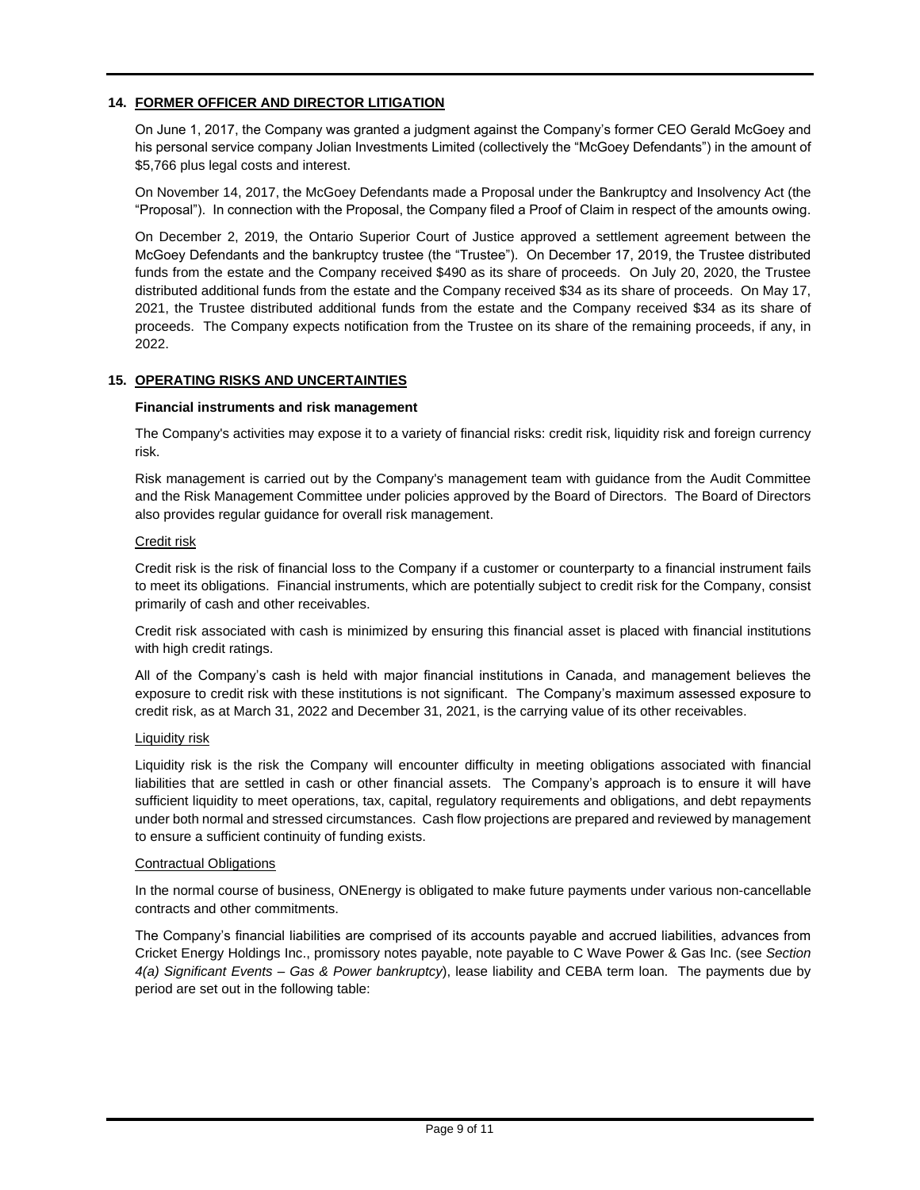## 14. FORMER OFFICER AND DIRECTOR LITIGATION

On June 1, 2017, the Company was granted a judgment against the Company's former CEO Gerald McGoey and his personal service company Jolian Investments Limited (collectively the "McGoey Defendants") in the amount of $5,766 plus legal costs and interest.

On November 14, 2017, the McGoey Defendants made a Proposal under the Bankruptcy and Insolvency Act (the "Proposal"). In connection with the Proposal, the Company filed a Proof of Claim in respect of the amounts owing.

On December 2, 2019, the Ontario Superior Court of Justice approved a settlement agreement between the McGoey Defendants and the bankruptcy trustee (the "Trustee"). On December 17, 2019, the Trustee distributed funds from the estate and the Company received $490 as its share of proceeds. On July 20, 2020, the Trustee distributed additional funds from the estate and the Company received $34 as its share of proceeds. On May 17, 2021, the Trustee distributed additional funds from the estate and the Company received $34 as its share of proceeds. The Company expects notification from the Trustee on its share of the remaining proceeds, if any, in 2022.

## 15. OPERATING RISKS AND UNCERTAINTIES

### Financial instruments and risk management

The Company's activities may expose it to a variety of financial risks: credit risk, liquidity risk and foreign currency risk.

Risk management is carried out by the Company's management team with guidance from the Audit Committee and the Risk Management Committee under policies approved by the Board of Directors. The Board of Directors also provides regular guidance for overall risk management.

#### Credit risk

Credit risk is the risk of financial loss to the Company if a customer or counterparty to a financial instrument fails to meet its obligations. Financial instruments, which are potentially subject to credit risk for the Company, consist primarily of cash and other receivables.

Credit risk associated with cash is minimized by ensuring this financial asset is placed with financial institutions with high credit ratings.

All of the Company's cash is held with major financial institutions in Canada, and management believes the exposure to credit risk with these institutions is not significant. The Company's maximum assessed exposure to credit risk, as at March 31, 2022 and December 31, 2021, is the carrying value of its other receivables.

#### Liquidity risk

Liquidity risk is the risk the Company will encounter difficulty in meeting obligations associated with financial liabilities that are settled in cash or other financial assets. The Company's approach is to ensure it will have sufficient liquidity to meet operations, tax, capital, regulatory requirements and obligations, and debt repayments under both normal and stressed circumstances. Cash flow projections are prepared and reviewed by management to ensure a sufficient continuity of funding exists.

#### Contractual Obligations

In the normal course of business, ONEnergy is obligated to make future payments under various non-cancellable contracts and other commitments.

The Company's financial liabilities are comprised of its accounts payable and accrued liabilities, advances from Cricket Energy Holdings Inc., promissory notes payable, note payable to C Wave Power & Gas Inc. (see *Section 4(a) Significant Events – Gas & Power bankruptcy*), lease liability and CEBA term loan. The payments due by period are set out in the following table: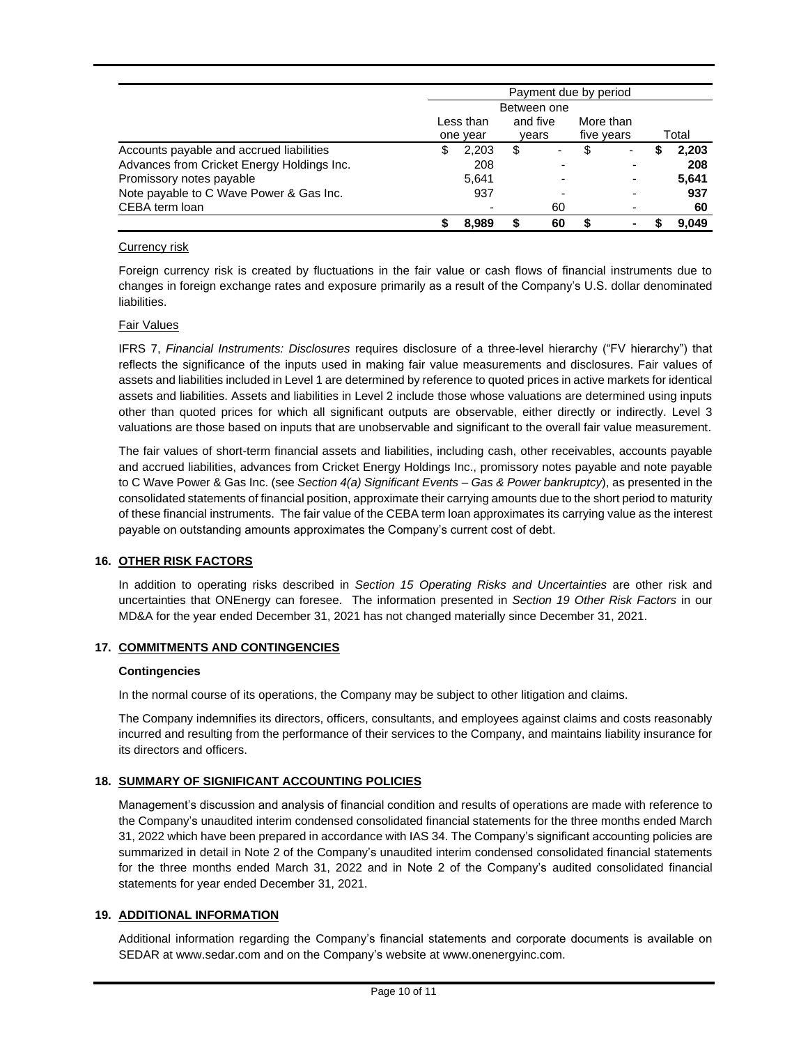| | Payment due by period | | | |
|---|---|---|---|---|
| | Less than one year | Between one and five years | More than five years | Total |
| Accounts payable and accrued liabilities | $ 2,203 | $ - | $ - | **$ 2,203** |
| Advances from Cricket Energy Holdings Inc. | 208 | - | - | **208** |
| Promissory notes payable | 5,641 | - | - | **5,641** |
| Note payable to C Wave Power & Gas Inc. | 937 | - | - | **937** |
| CEBA term loan | - | 60 | - | **60** |
| | **$ 8,989** | **$ 60** | **$ -** | **$ 9,049** |

Currency risk

Foreign currency risk is created by fluctuations in the fair value or cash flows of financial instruments due to changes in foreign exchange rates and exposure primarily as a result of the Company's U.S. dollar denominated liabilities.

Fair Values

IFRS 7, *Financial Instruments: Disclosures* requires disclosure of a three-level hierarchy ("FV hierarchy") that reflects the significance of the inputs used in making fair value measurements and disclosures. Fair values of assets and liabilities included in Level 1 are determined by reference to quoted prices in active markets for identical assets and liabilities. Assets and liabilities in Level 2 include those whose valuations are determined using inputs other than quoted prices for which all significant outputs are observable, either directly or indirectly. Level 3 valuations are those based on inputs that are unobservable and significant to the overall fair value measurement.

The fair values of short-term financial assets and liabilities, including cash, other receivables, accounts payable and accrued liabilities, advances from Cricket Energy Holdings Inc., promissory notes payable and note payable to C Wave Power & Gas Inc. (see *Section 4(a) Significant Events – Gas & Power bankruptcy*), as presented in the consolidated statements of financial position, approximate their carrying amounts due to the short period to maturity of these financial instruments. The fair value of the CEBA term loan approximates its carrying value as the interest payable on outstanding amounts approximates the Company's current cost of debt.

## 16. OTHER RISK FACTORS

In addition to operating risks described in *Section 15 Operating Risks and Uncertainties* are other risk and uncertainties that ONEnergy can foresee. The information presented in *Section 19 Other Risk Factors* in our MD&A for the year ended December 31, 2021 has not changed materially since December 31, 2021.

## 17. COMMITMENTS AND CONTINGENCIES

**Contingencies**

In the normal course of its operations, the Company may be subject to other litigation and claims.

The Company indemnifies its directors, officers, consultants, and employees against claims and costs reasonably incurred and resulting from the performance of their services to the Company, and maintains liability insurance for its directors and officers.

## 18. SUMMARY OF SIGNIFICANT ACCOUNTING POLICIES

Management's discussion and analysis of financial condition and results of operations are made with reference to the Company's unaudited interim condensed consolidated financial statements for the three months ended March 31, 2022 which have been prepared in accordance with IAS 34. The Company's significant accounting policies are summarized in detail in Note 2 of the Company's unaudited interim condensed consolidated financial statements for the three months ended March 31, 2022 and in Note 2 of the Company's audited consolidated financial statements for year ended December 31, 2021.

## 19. ADDITIONAL INFORMATION

Additional information regarding the Company's financial statements and corporate documents is available on SEDAR at www.sedar.com and on the Company's website at www.onenergyinc.com.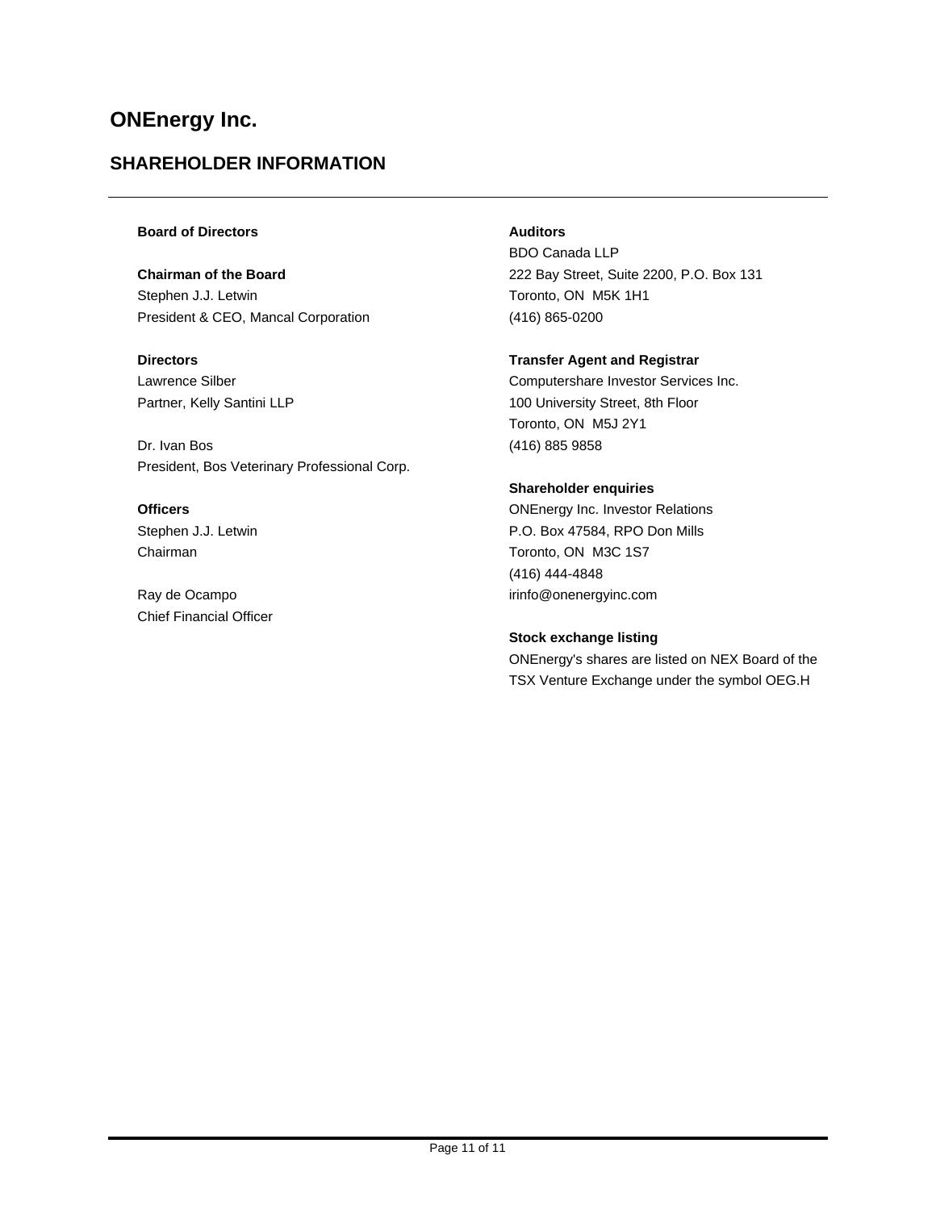# ONEnergy Inc.

## SHAREHOLDER INFORMATION

**Board of Directors**

**Chairman of the Board**
Stephen J.J. Letwin
President & CEO, Mancal Corporation

**Directors**
Lawrence Silber
Partner, Kelly Santini LLP

Dr. Ivan Bos
President, Bos Veterinary Professional Corp.

**Officers**
Stephen J.J. Letwin
Chairman

Ray de Ocampo
Chief Financial Officer

**Auditors**
BDO Canada LLP
222 Bay Street, Suite 2200, P.O. Box 131
Toronto, ON M5K 1H1
(416) 865-0200

**Transfer Agent and Registrar**
Computershare Investor Services Inc.
100 University Street, 8th Floor
Toronto, ON M5J 2Y1
(416) 885 9858

**Shareholder enquiries**
ONEnergy Inc. Investor Relations
P.O. Box 47584, RPO Don Mills
Toronto, ON M3C 1S7
(416) 444-4848
irinfo@onenergyinc.com

**Stock exchange listing**
ONEnergy's shares are listed on NEX Board of the TSX Venture Exchange under the symbol OEG.H